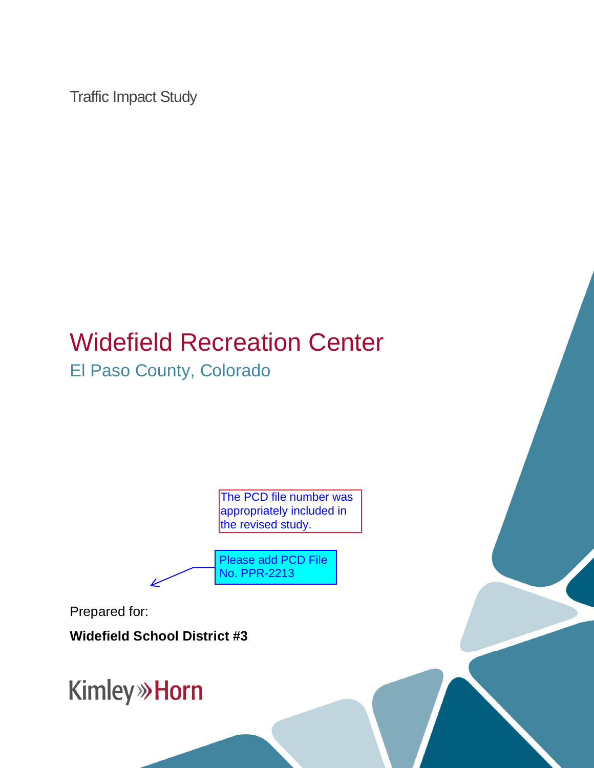Traffic Impact Study

# Widefield Recreation Center

## El Paso County, Colorado

The PCD file number was appropriately included in the revised study.

Please add PCD File No. PPR-2213

Prepared for:

**Widefield School District #3**

Kimley»Horn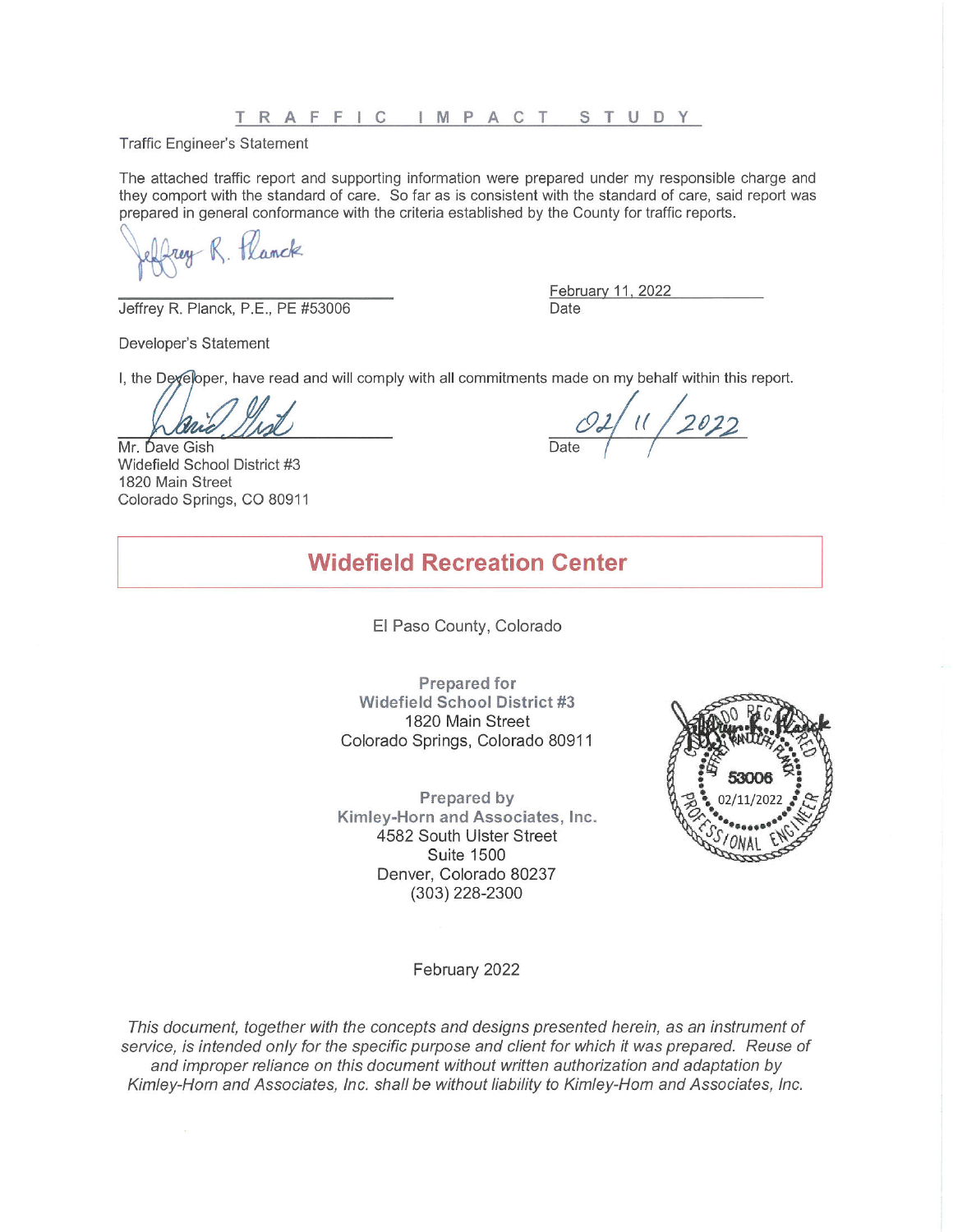# TRAFFIC IMPACT STUDY

Traffic Engineer's Statement

The attached traffic report and supporting information were prepared under my responsible charge and they comport with the standard of care. So far as is consistent with the standard of care, said report was prepared in general conformance with the criteria established by the County for traffic reports.

Jeffrey R. Planck

Jeffrey R. Planck, P.E., PE #53006

February 11, 2022
Date

Developer's Statement

I, the Developer, have read and will comply with all commitments made on my behalf within this report.

David Gish

Mr. Dave Gish
Widefield School District #3
1820 Main Street
Colorado Springs, CO 80911

02/11/2022
Date

## Widefield Recreation Center

El Paso County, Colorado

**Prepared for**
**Widefield School District #3**
1820 Main Street
Colorado Springs, Colorado 80911

**Prepared by**
**Kimley-Horn and Associates, Inc.**
4582 South Ulster Street
Suite 1500
Denver, Colorado 80237
(303) 228-2300

Colorado Registered Professional Engineer — Jeffrey R. Planck — 53006 — 02/11/2022

February 2022

*This document, together with the concepts and designs presented herein, as an instrument of service, is intended only for the specific purpose and client for which it was prepared. Reuse of and improper reliance on this document without written authorization and adaptation by Kimley-Horn and Associates, Inc. shall be without liability to Kimley-Horn and Associates, Inc.*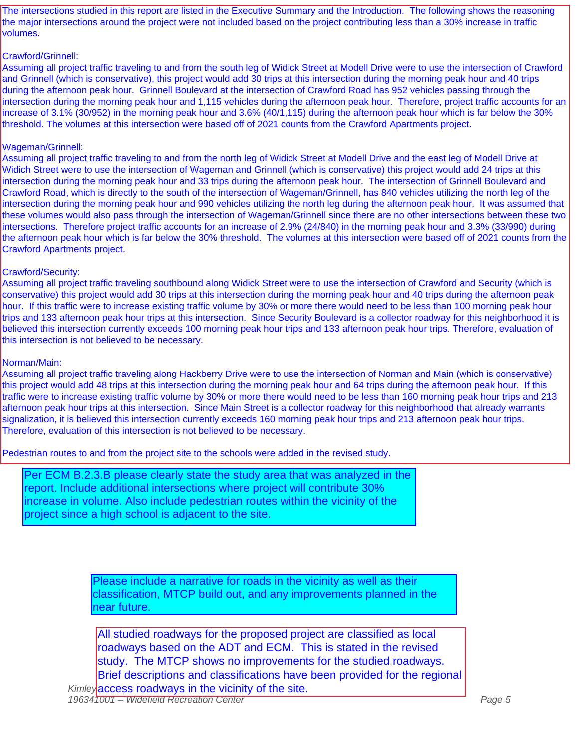The intersections studied in this report are listed in the Executive Summary and the Introduction. The following shows the reasoning the major intersections around the project were not included based on the project contributing less than a 30% increase in traffic volumes.

Crawford/Grinnell:
Assuming all project traffic traveling to and from the south leg of Widick Street at Modell Drive were to use the intersection of Crawford and Grinnell (which is conservative), this project would add 30 trips at this intersection during the morning peak hour and 40 trips during the afternoon peak hour. Grinnell Boulevard at the intersection of Crawford Road has 952 vehicles passing through the intersection during the morning peak hour and 1,115 vehicles during the afternoon peak hour. Therefore, project traffic accounts for an increase of 3.1% (30/952) in the morning peak hour and 3.6% (40/1,115) during the afternoon peak hour which is far below the 30% threshold. The volumes at this intersection were based off of 2021 counts from the Crawford Apartments project.

Wageman/Grinnell:
Assuming all project traffic traveling to and from the north leg of Widick Street at Modell Drive and the east leg of Modell Drive at Widich Street were to use the intersection of Wageman and Grinnell (which is conservative) this project would add 24 trips at this intersection during the morning peak hour and 33 trips during the afternoon peak hour. The intersection of Grinnell Boulevard and Crawford Road, which is directly to the south of the intersection of Wageman/Grinnell, has 840 vehicles utilizing the north leg of the intersection during the morning peak hour and 990 vehicles utilizing the north leg during the afternoon peak hour. It was assumed that these volumes would also pass through the intersection of Wageman/Grinnell since there are no other intersections between these two intersections. Therefore project traffic accounts for an increase of 2.9% (24/840) in the morning peak hour and 3.3% (33/990) during the afternoon peak hour which is far below the 30% threshold. The volumes at this intersection were based off of 2021 counts from the Crawford Apartments project.

Crawford/Security:
Assuming all project traffic traveling southbound along Widick Street were to use the intersection of Crawford and Security (which is conservative) this project would add 30 trips at this intersection during the morning peak hour and 40 trips during the afternoon peak hour. If this traffic were to increase existing traffic volume by 30% or more there would need to be less than 100 morning peak hour trips and 133 afternoon peak hour trips at this intersection. Since Security Boulevard is a collector roadway for this neighborhood it is believed this intersection currently exceeds 100 morning peak hour trips and 133 afternoon peak hour trips. Therefore, evaluation of this intersection is not believed to be necessary.

Norman/Main:
Assuming all project traffic traveling along Hackberry Drive were to use the intersection of Norman and Main (which is conservative) this project would add 48 trips at this intersection during the morning peak hour and 64 trips during the afternoon peak hour. If this traffic were to increase existing traffic volume by 30% or more there would need to be less than 160 morning peak hour trips and 213 afternoon peak hour trips at this intersection. Since Main Street is a collector roadway for this neighborhood that already warrants signalization, it is believed this intersection currently exceeds 160 morning peak hour trips and 213 afternoon peak hour trips. Therefore, evaluation of this intersection is not believed to be necessary.

Pedestrian routes to and from the project site to the schools were added in the revised study.

Per ECM B.2.3.B please clearly state the study area that was analyzed in the report. Include additional intersections where project will contribute 30% increase in volume. Also include pedestrian routes within the vicinity of the project since a high school is adjacent to the site.

Please include a narrative for roads in the vicinity as well as their classification, MTCP build out, and any improvements planned in the near future.

All studied roadways for the proposed project are classified as local roadways based on the ADT and ECM. This is stated in the revised study. The MTCP shows no improvements for the studied roadways. Brief descriptions and classifications have been provided for the regional access roadways in the vicinity of the site.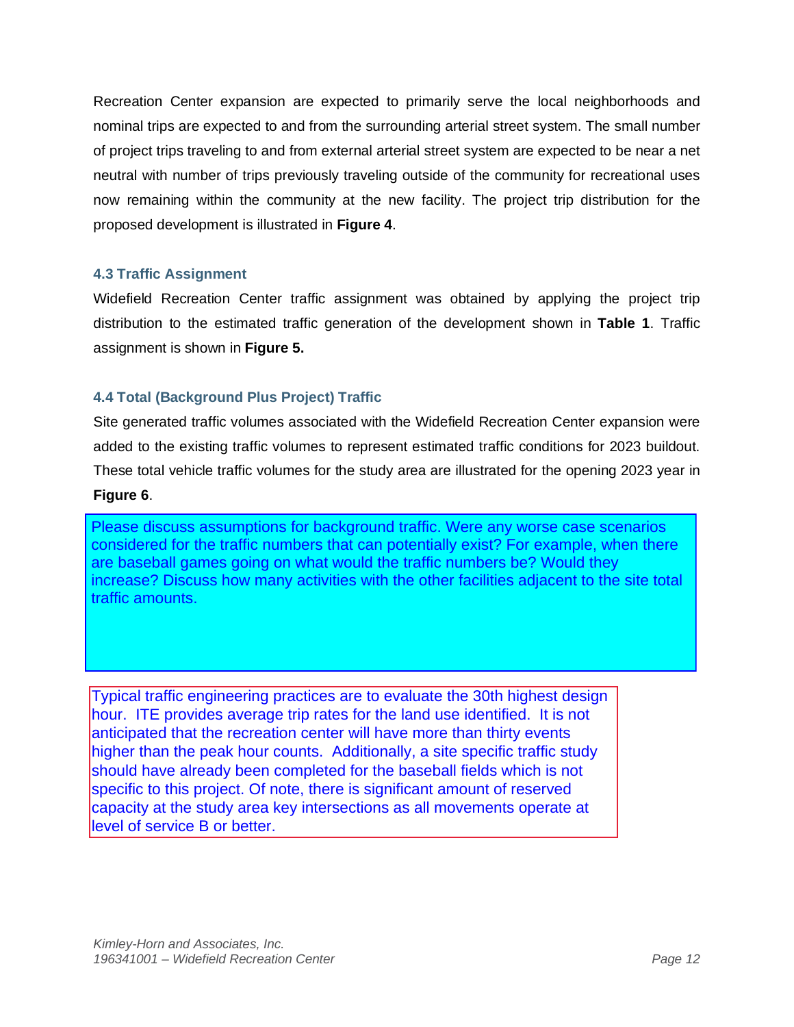Recreation Center expansion are expected to primarily serve the local neighborhoods and nominal trips are expected to and from the surrounding arterial street system. The small number of project trips traveling to and from external arterial street system are expected to be near a net neutral with number of trips previously traveling outside of the community for recreational uses now remaining within the community at the new facility. The project trip distribution for the proposed development is illustrated in **Figure 4**.

### 4.3 Traffic Assignment

Widefield Recreation Center traffic assignment was obtained by applying the project trip distribution to the estimated traffic generation of the development shown in **Table 1**. Traffic assignment is shown in **Figure 5.**

### 4.4 Total (Background Plus Project) Traffic

Site generated traffic volumes associated with the Widefield Recreation Center expansion were added to the existing traffic volumes to represent estimated traffic conditions for 2023 buildout. These total vehicle traffic volumes for the study area are illustrated for the opening 2023 year in **Figure 6**.

Please discuss assumptions for background traffic. Were any worse case scenarios considered for the traffic numbers that can potentially exist? For example, when there are baseball games going on what would the traffic numbers be? Would they increase? Discuss how many activities with the other facilities adjacent to the site total traffic amounts.

Typical traffic engineering practices are to evaluate the 30th highest design hour. ITE provides average trip rates for the land use identified. It is not anticipated that the recreation center will have more than thirty events higher than the peak hour counts. Additionally, a site specific traffic study should have already been completed for the baseball fields which is not specific to this project. Of note, there is significant amount of reserved capacity at the study area key intersections as all movements operate at level of service B or better.